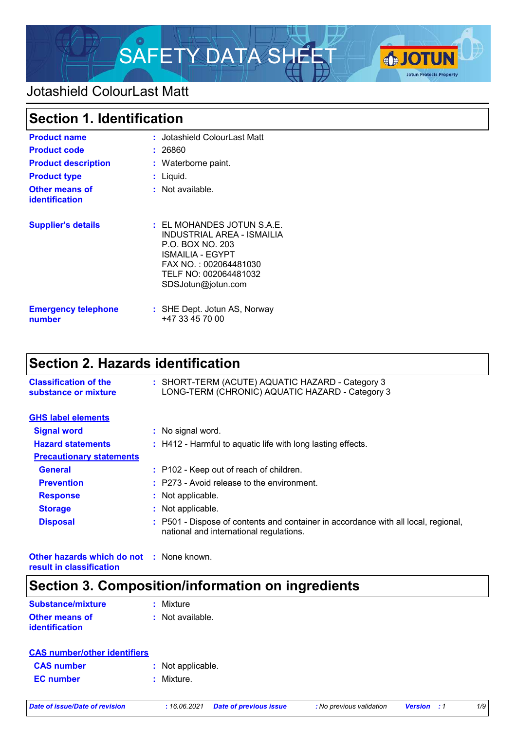# SAFETY DATA SHEET

## Jotashield ColourLast Matt

## Section 1. Identification

| | |
|---|---|
| **Product name** | : Jotashield ColourLast Matt |
| **Product code** | : 26860 |
| **Product description** | : Waterborne paint. |
| **Product type** | : Liquid. |
| **Other means of identification** | : Not available. |
| **Supplier's details** | : EL MOHANDES JOTUN S.A.E.<br>INDUSTRIAL AREA - ISMAILIA<br>P.O. BOX NO. 203<br>ISMAILIA - EGYPT<br>FAX NO. : 002064481030<br>TELF NO: 002064481032<br>SDSJotun@jotun.com |
| **Emergency telephone number** | : SHE Dept. Jotun AS, Norway<br>+47 33 45 70 00 |

## Section 2. Hazards identification

| | |
|---|---|
| **Classification of the substance or mixture** | : SHORT-TERM (ACUTE) AQUATIC HAZARD - Category 3<br>LONG-TERM (CHRONIC) AQUATIC HAZARD - Category 3 |

**GHS label elements**

| | |
|---|---|
| **Signal word** | : No signal word. |
| **Hazard statements** | : H412 - Harmful to aquatic life with long lasting effects. |

**Precautionary statements**

| | |
|---|---|
| **General** | : P102 - Keep out of reach of children. |
| **Prevention** | : P273 - Avoid release to the environment. |
| **Response** | : Not applicable. |
| **Storage** | : Not applicable. |
| **Disposal** | : P501 - Dispose of contents and container in accordance with all local, regional, national and international regulations. |

| | |
|---|---|
| **Other hazards which do not result in classification** | : None known. |

## Section 3. Composition/information on ingredients

| | |
|---|---|
| **Substance/mixture** | : Mixture |
| **Other means of identification** | : Not available. |

**CAS number/other identifiers**

| | |
|---|---|
| **CAS number** | : Not applicable. |
| **EC number** | : Mixture. |

*Date of issue/Date of revision* : 16.06.2021 *Date of previous issue* : No previous validation *Version* : 1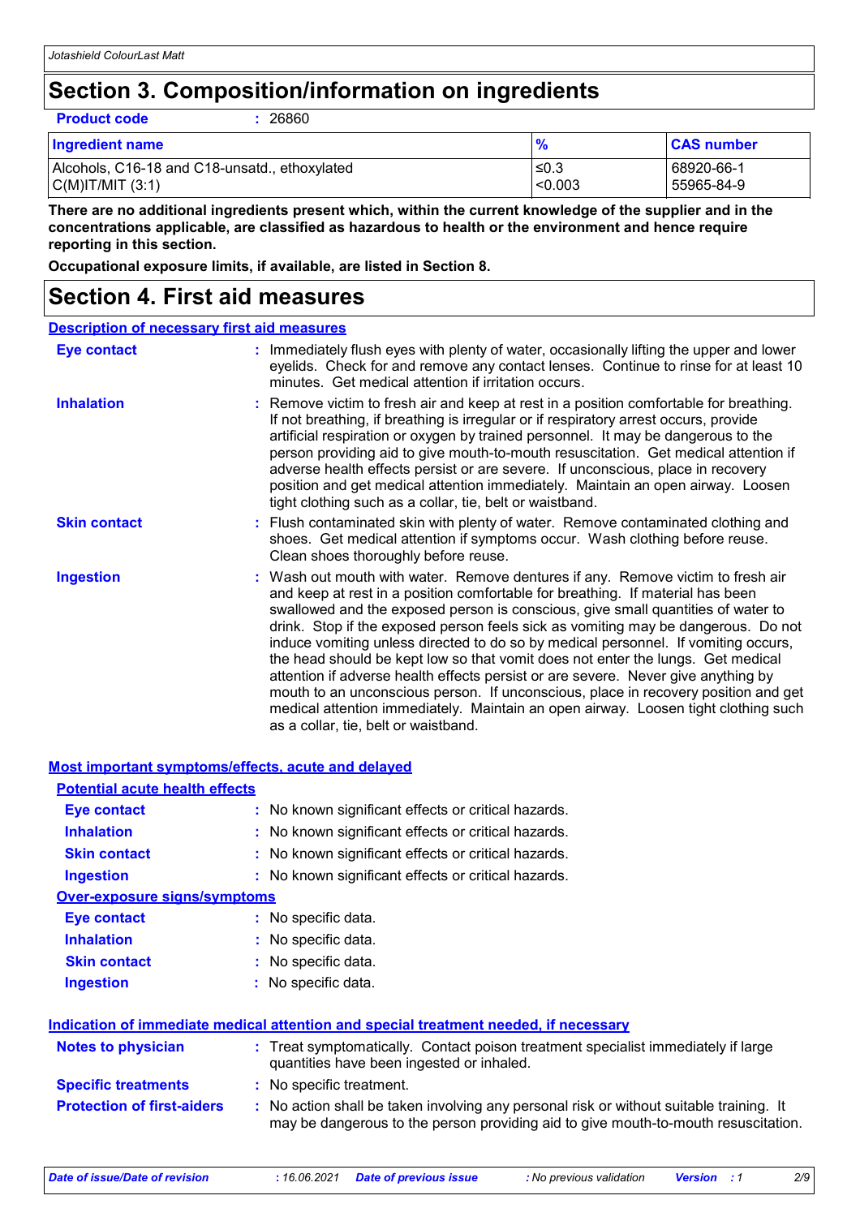# Section 3. Composition/information on ingredients

**Product code** : 26860

| Ingredient name | % | CAS number |
|---|---|---|
| Alcohols, C16-18 and C18-unsatd., ethoxylated | ≤0.3 | 68920-66-1 |
| C(M)IT/MIT (3:1) | <0.003 | 55965-84-9 |

**There are no additional ingredients present which, within the current knowledge of the supplier and in the concentrations applicable, are classified as hazardous to health or the environment and hence require reporting in this section.**

**Occupational exposure limits, if available, are listed in Section 8.**

# Section 4. First aid measures

## Description of necessary first aid measures

**Eye contact** : Immediately flush eyes with plenty of water, occasionally lifting the upper and lower eyelids. Check for and remove any contact lenses. Continue to rinse for at least 10 minutes. Get medical attention if irritation occurs.

**Inhalation** : Remove victim to fresh air and keep at rest in a position comfortable for breathing. If not breathing, if breathing is irregular or if respiratory arrest occurs, provide artificial respiration or oxygen by trained personnel. It may be dangerous to the person providing aid to give mouth-to-mouth resuscitation. Get medical attention if adverse health effects persist or are severe. If unconscious, place in recovery position and get medical attention immediately. Maintain an open airway. Loosen tight clothing such as a collar, tie, belt or waistband.

**Skin contact** : Flush contaminated skin with plenty of water. Remove contaminated clothing and shoes. Get medical attention if symptoms occur. Wash clothing before reuse. Clean shoes thoroughly before reuse.

**Ingestion** : Wash out mouth with water. Remove dentures if any. Remove victim to fresh air and keep at rest in a position comfortable for breathing. If material has been swallowed and the exposed person is conscious, give small quantities of water to drink. Stop if the exposed person feels sick as vomiting may be dangerous. Do not induce vomiting unless directed to do so by medical personnel. If vomiting occurs, the head should be kept low so that vomit does not enter the lungs. Get medical attention if adverse health effects persist or are severe. Never give anything by mouth to an unconscious person. If unconscious, place in recovery position and get medical attention immediately. Maintain an open airway. Loosen tight clothing such as a collar, tie, belt or waistband.

## Most important symptoms/effects, acute and delayed

### Potential acute health effects

**Eye contact** : No known significant effects or critical hazards.

**Inhalation** : No known significant effects or critical hazards.

**Skin contact** : No known significant effects or critical hazards.

**Ingestion** : No known significant effects or critical hazards.

### Over-exposure signs/symptoms

**Eye contact** : No specific data.

**Inhalation** : No specific data.

**Skin contact** : No specific data.

**Ingestion** : No specific data.

## Indication of immediate medical attention and special treatment needed, if necessary

**Notes to physician** : Treat symptomatically. Contact poison treatment specialist immediately if large quantities have been ingested or inhaled.

**Specific treatments** : No specific treatment.

**Protection of first-aiders** : No action shall be taken involving any personal risk or without suitable training. It may be dangerous to the person providing aid to give mouth-to-mouth resuscitation.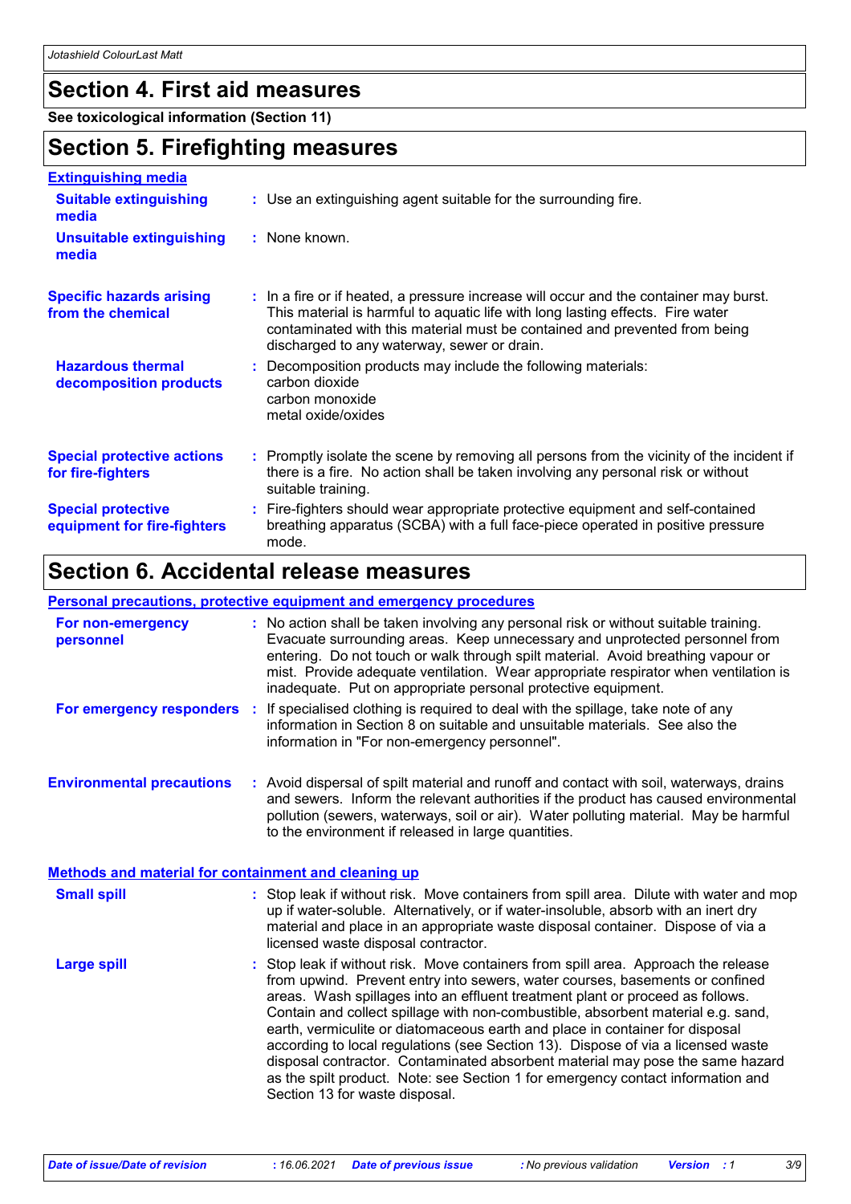# Section 4. First aid measures

**See toxicological information (Section 11)**

# Section 5. Firefighting measures

## Extinguishing media

**Suitable extinguishing media** : Use an extinguishing agent suitable for the surrounding fire.

**Unsuitable extinguishing media** : None known.

**Specific hazards arising from the chemical** : In a fire or if heated, a pressure increase will occur and the container may burst. This material is harmful to aquatic life with long lasting effects. Fire water contaminated with this material must be contained and prevented from being discharged to any waterway, sewer or drain.

**Hazardous thermal decomposition products** : Decomposition products may include the following materials:
carbon dioxide
carbon monoxide
metal oxide/oxides

**Special protective actions for fire-fighters** : Promptly isolate the scene by removing all persons from the vicinity of the incident if there is a fire. No action shall be taken involving any personal risk or without suitable training.

**Special protective equipment for fire-fighters** : Fire-fighters should wear appropriate protective equipment and self-contained breathing apparatus (SCBA) with a full face-piece operated in positive pressure mode.

# Section 6. Accidental release measures

## Personal precautions, protective equipment and emergency procedures

**For non-emergency personnel** : No action shall be taken involving any personal risk or without suitable training. Evacuate surrounding areas. Keep unnecessary and unprotected personnel from entering. Do not touch or walk through spilt material. Avoid breathing vapour or mist. Provide adequate ventilation. Wear appropriate respirator when ventilation is inadequate. Put on appropriate personal protective equipment.

**For emergency responders** : If specialised clothing is required to deal with the spillage, take note of any information in Section 8 on suitable and unsuitable materials. See also the information in "For non-emergency personnel".

**Environmental precautions** : Avoid dispersal of spilt material and runoff and contact with soil, waterways, drains and sewers. Inform the relevant authorities if the product has caused environmental pollution (sewers, waterways, soil or air). Water polluting material. May be harmful to the environment if released in large quantities.

## Methods and material for containment and cleaning up

**Small spill** : Stop leak if without risk. Move containers from spill area. Dilute with water and mop up if water-soluble. Alternatively, or if water-insoluble, absorb with an inert dry material and place in an appropriate waste disposal container. Dispose of via a licensed waste disposal contractor.

**Large spill** : Stop leak if without risk. Move containers from spill area. Approach the release from upwind. Prevent entry into sewers, water courses, basements or confined areas. Wash spillages into an effluent treatment plant or proceed as follows. Contain and collect spillage with non-combustible, absorbent material e.g. sand, earth, vermiculite or diatomaceous earth and place in container for disposal according to local regulations (see Section 13). Dispose of via a licensed waste disposal contractor. Contaminated absorbent material may pose the same hazard as the spilt product. Note: see Section 1 for emergency contact information and Section 13 for waste disposal.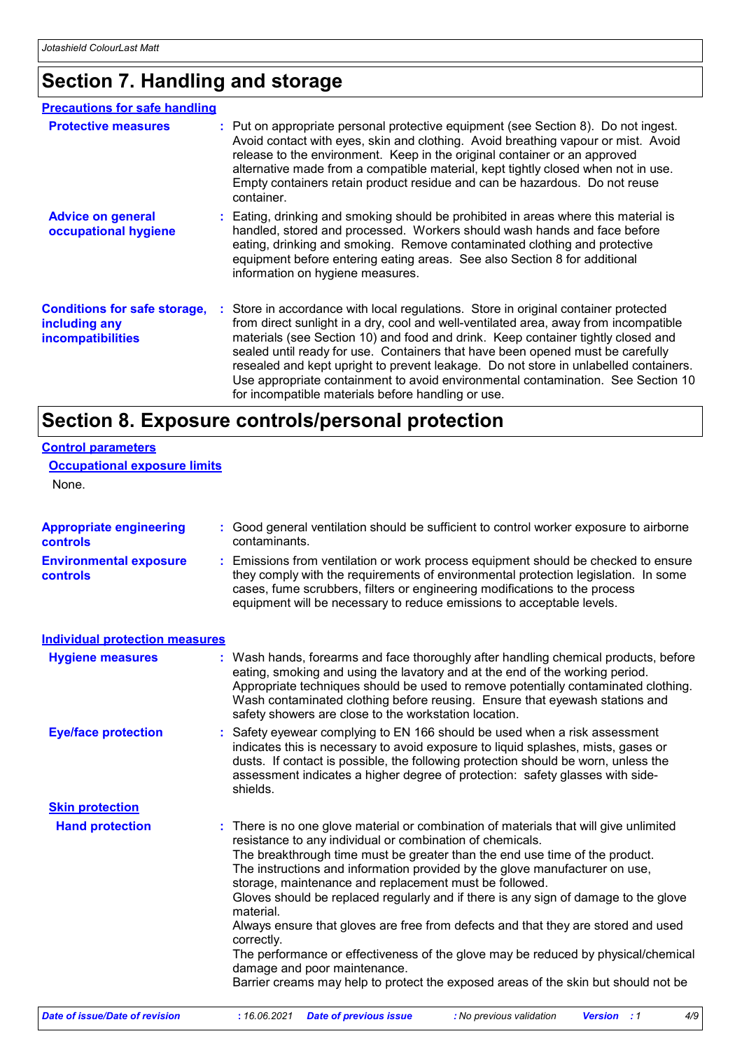# Section 7. Handling and storage

### Precautions for safe handling

**Protective measures** : Put on appropriate personal protective equipment (see Section 8). Do not ingest. Avoid contact with eyes, skin and clothing. Avoid breathing vapour or mist. Avoid release to the environment. Keep in the original container or an approved alternative made from a compatible material, kept tightly closed when not in use. Empty containers retain product residue and can be hazardous. Do not reuse container.

**Advice on general occupational hygiene** : Eating, drinking and smoking should be prohibited in areas where this material is handled, stored and processed. Workers should wash hands and face before eating, drinking and smoking. Remove contaminated clothing and protective equipment before entering eating areas. See also Section 8 for additional information on hygiene measures.

**Conditions for safe storage, including any incompatibilities** : Store in accordance with local regulations. Store in original container protected from direct sunlight in a dry, cool and well-ventilated area, away from incompatible materials (see Section 10) and food and drink. Keep container tightly closed and sealed until ready for use. Containers that have been opened must be carefully resealed and kept upright to prevent leakage. Do not store in unlabelled containers. Use appropriate containment to avoid environmental contamination. See Section 10 for incompatible materials before handling or use.

# Section 8. Exposure controls/personal protection

### Control parameters

#### Occupational exposure limits

None.

**Appropriate engineering controls** : Good general ventilation should be sufficient to control worker exposure to airborne contaminants.

**Environmental exposure controls** : Emissions from ventilation or work process equipment should be checked to ensure they comply with the requirements of environmental protection legislation. In some cases, fume scrubbers, filters or engineering modifications to the process equipment will be necessary to reduce emissions to acceptable levels.

### Individual protection measures

**Hygiene measures** : Wash hands, forearms and face thoroughly after handling chemical products, before eating, smoking and using the lavatory and at the end of the working period. Appropriate techniques should be used to remove potentially contaminated clothing. Wash contaminated clothing before reusing. Ensure that eyewash stations and safety showers are close to the workstation location.

**Eye/face protection** : Safety eyewear complying to EN 166 should be used when a risk assessment indicates this is necessary to avoid exposure to liquid splashes, mists, gases or dusts. If contact is possible, the following protection should be worn, unless the assessment indicates a higher degree of protection: safety glasses with side-shields.

#### Skin protection

**Hand protection** : There is no one glove material or combination of materials that will give unlimited resistance to any individual or combination of chemicals.
The breakthrough time must be greater than the end use time of the product.
The instructions and information provided by the glove manufacturer on use, storage, maintenance and replacement must be followed.
Gloves should be replaced regularly and if there is any sign of damage to the glove material.
Always ensure that gloves are free from defects and that they are stored and used correctly.
The performance or effectiveness of the glove may be reduced by physical/chemical damage and poor maintenance.
Barrier creams may help to protect the exposed areas of the skin but should not be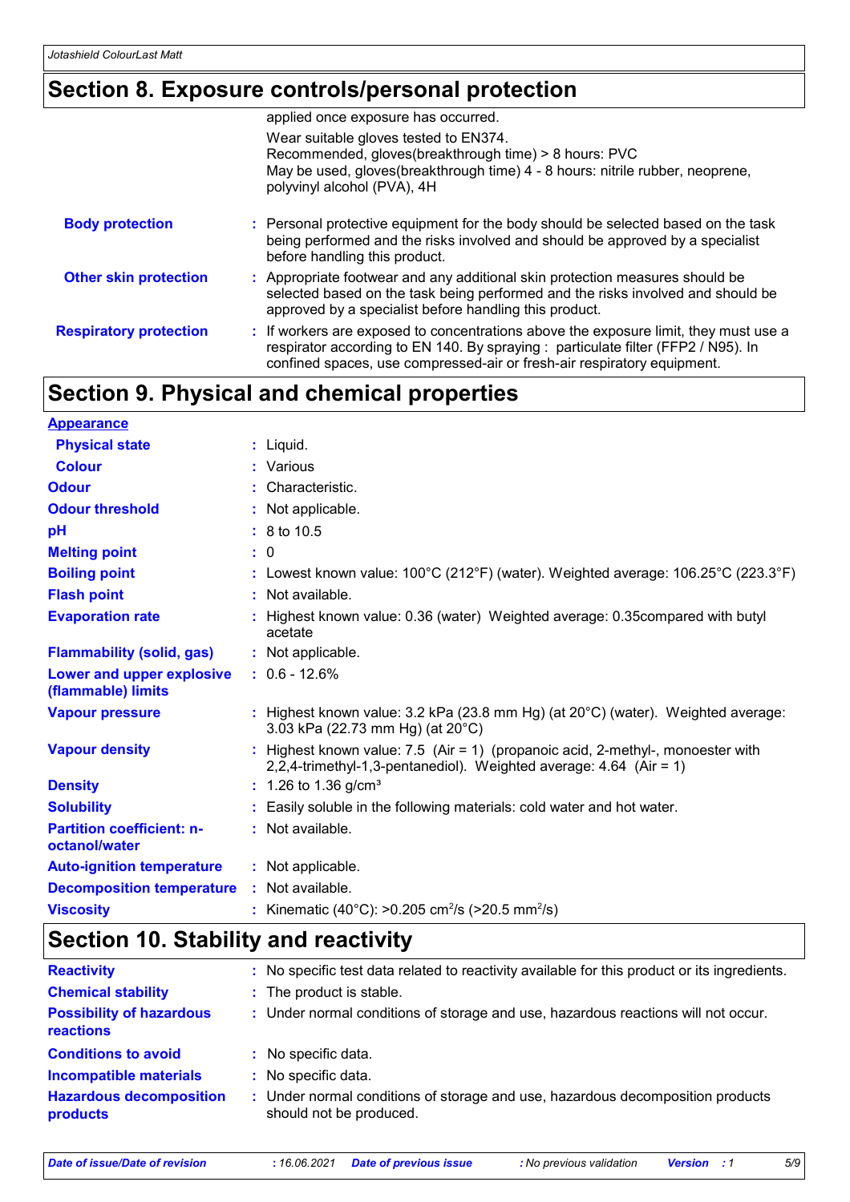## Section 8. Exposure controls/personal protection

| | |
|---|---|
| | applied once exposure has occurred.<br>Wear suitable gloves tested to EN374.<br>Recommended, gloves(breakthrough time) > 8 hours: PVC<br>May be used, gloves(breakthrough time) 4 - 8 hours: nitrile rubber, neoprene, polyvinyl alcohol (PVA), 4H |
| **Body protection** | : Personal protective equipment for the body should be selected based on the task being performed and the risks involved and should be approved by a specialist before handling this product. |
| **Other skin protection** | : Appropriate footwear and any additional skin protection measures should be selected based on the task being performed and the risks involved and should be approved by a specialist before handling this product. |
| **Respiratory protection** | : If workers are exposed to concentrations above the exposure limit, they must use a respirator according to EN 140. By spraying : particulate filter (FFP2 / N95). In confined spaces, use compressed-air or fresh-air respiratory equipment. |

## Section 9. Physical and chemical properties

**Appearance**

| | |
|---|---|
| **Physical state** | : Liquid. |
| **Colour** | : Various |
| **Odour** | : Characteristic. |
| **Odour threshold** | : Not applicable. |
| **pH** | : 8 to 10.5 |
| **Melting point** | : 0 |
| **Boiling point** | : Lowest known value: 100°C (212°F) (water). Weighted average: 106.25°C (223.3°F) |
| **Flash point** | : Not available. |
| **Evaporation rate** | : Highest known value: 0.36 (water) Weighted average: 0.35compared with butyl acetate |
| **Flammability (solid, gas)** | : Not applicable. |
| **Lower and upper explosive (flammable) limits** | : 0.6 - 12.6% |
| **Vapour pressure** | : Highest known value: 3.2 kPa (23.8 mm Hg) (at 20°C) (water). Weighted average: 3.03 kPa (22.73 mm Hg) (at 20°C) |
| **Vapour density** | : Highest known value: 7.5 (Air = 1) (propanoic acid, 2-methyl-, monoester with 2,2,4-trimethyl-1,3-pentanediol). Weighted average: 4.64 (Air = 1) |
| **Density** | : 1.26 to 1.36 g/cm³ |
| **Solubility** | : Easily soluble in the following materials: cold water and hot water. |
| **Partition coefficient: n-octanol/water** | : Not available. |
| **Auto-ignition temperature** | : Not applicable. |
| **Decomposition temperature** | : Not available. |
| **Viscosity** | : Kinematic (40°C): >0.205 $cm^2/s$ (>20.5 $mm^2/s$) |

## Section 10. Stability and reactivity

| | |
|---|---|
| **Reactivity** | : No specific test data related to reactivity available for this product or its ingredients. |
| **Chemical stability** | : The product is stable. |
| **Possibility of hazardous reactions** | : Under normal conditions of storage and use, hazardous reactions will not occur. |
| **Conditions to avoid** | : No specific data. |
| **Incompatible materials** | : No specific data. |
| **Hazardous decomposition products** | : Under normal conditions of storage and use, hazardous decomposition products should not be produced. |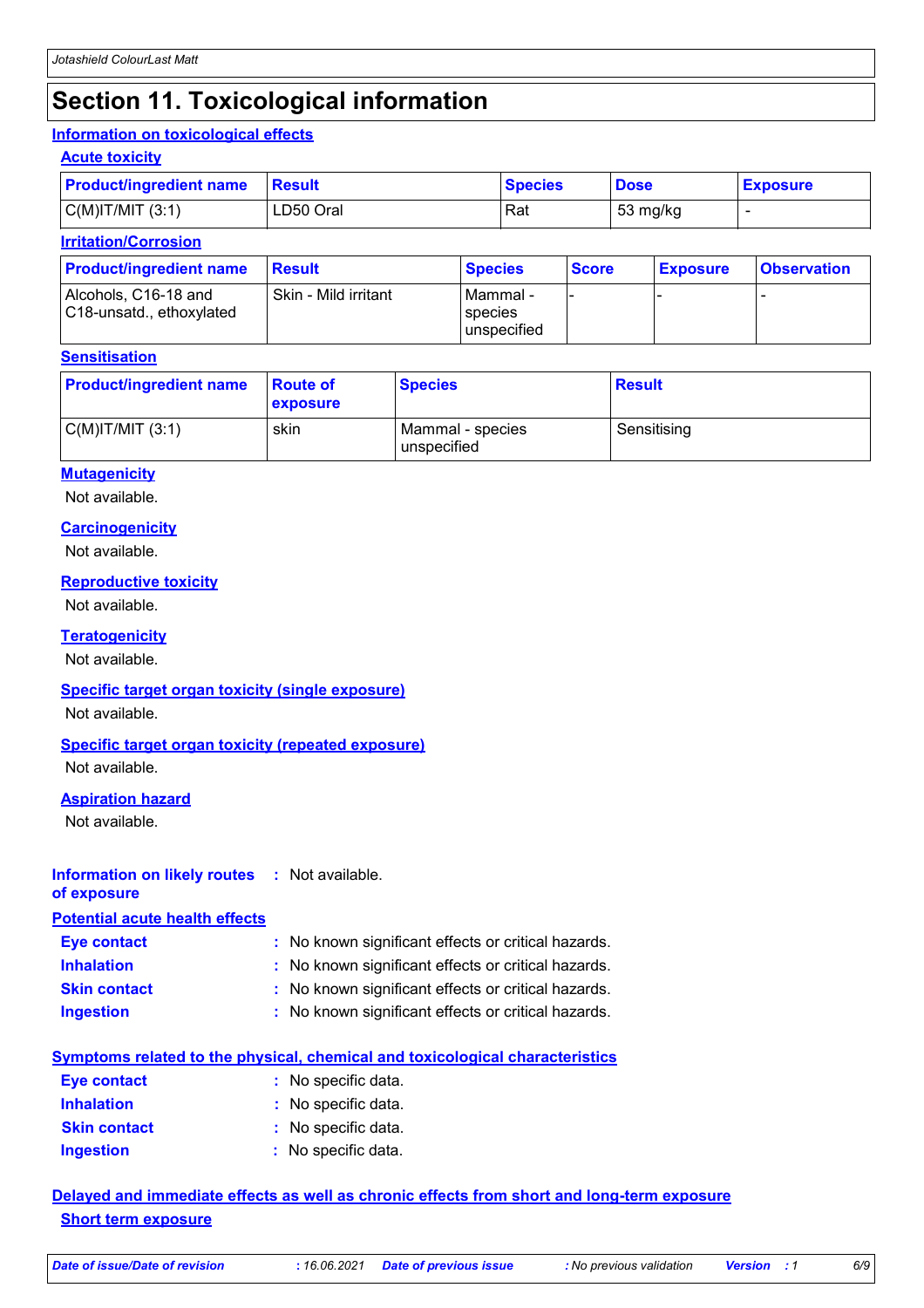# Section 11. Toxicological information

## Information on toxicological effects

### Acute toxicity

| Product/ingredient name | Result | Species | Dose | Exposure |
|---|---|---|---|---|
| C(M)IT/MIT (3:1) | LD50 Oral | Rat | 53 mg/kg | - |

### Irritation/Corrosion

| Product/ingredient name | Result | Species | Score | Exposure | Observation |
|---|---|---|---|---|---|
| Alcohols, C16-18 and C18-unsatd., ethoxylated | Skin - Mild irritant | Mammal - species unspecified | - | - | - |

### Sensitisation

| Product/ingredient name | Route of exposure | Species | Result |
|---|---|---|---|
| C(M)IT/MIT (3:1) | skin | Mammal - species unspecified | Sensitising |

### Mutagenicity

Not available.

### Carcinogenicity

Not available.

### Reproductive toxicity

Not available.

### Teratogenicity

Not available.

### Specific target organ toxicity (single exposure)

Not available.

### Specific target organ toxicity (repeated exposure)

Not available.

### Aspiration hazard

Not available.

**Information on likely routes of exposure** : Not available.

## Potential acute health effects

**Eye contact** : No known significant effects or critical hazards.
**Inhalation** : No known significant effects or critical hazards.
**Skin contact** : No known significant effects or critical hazards.
**Ingestion** : No known significant effects or critical hazards.

## Symptoms related to the physical, chemical and toxicological characteristics

**Eye contact** : No specific data.
**Inhalation** : No specific data.
**Skin contact** : No specific data.
**Ingestion** : No specific data.

## Delayed and immediate effects as well as chronic effects from short and long-term exposure

### Short term exposure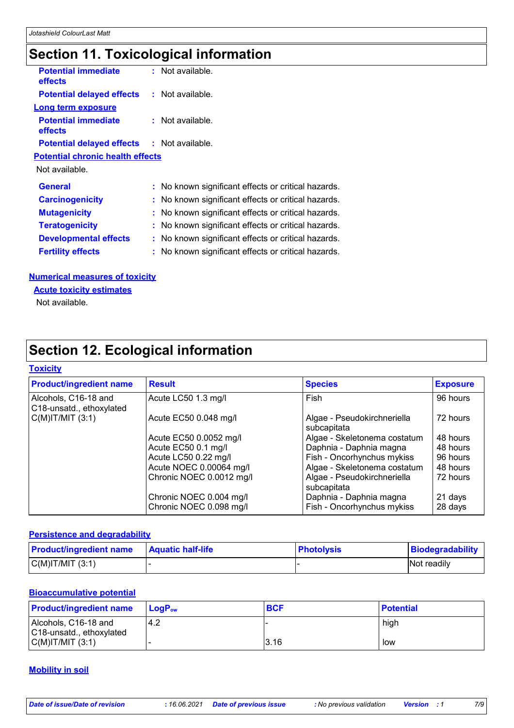## Section 11. Toxicological information

**Potential immediate effects** : Not available.

**Potential delayed effects** : Not available.

**Long term exposure**

**Potential immediate effects** : Not available.

**Potential delayed effects** : Not available.

**Potential chronic health effects**

Not available.

**General** : No known significant effects or critical hazards.

**Carcinogenicity** : No known significant effects or critical hazards.

**Mutagenicity** : No known significant effects or critical hazards.

**Teratogenicity** : No known significant effects or critical hazards.

**Developmental effects** : No known significant effects or critical hazards.

**Fertility effects** : No known significant effects or critical hazards.

**Numerical measures of toxicity**

**Acute toxicity estimates**

Not available.

## Section 12. Ecological information

**Toxicity**

| Product/ingredient name | Result | Species | Exposure |
|---|---|---|---|
| Alcohols, C16-18 and C18-unsatd., ethoxylated | Acute LC50 1.3 mg/l | Fish | 96 hours |
| C(M)IT/MIT (3:1) | Acute EC50 0.048 mg/l | Algae - Pseudokirchneriella subcapitata | 72 hours |
| | Acute EC50 0.0052 mg/l | Algae - Skeletonema costatum | 48 hours |
| | Acute EC50 0.1 mg/l | Daphnia - Daphnia magna | 48 hours |
| | Acute LC50 0.22 mg/l | Fish - Oncorhynchus mykiss | 96 hours |
| | Acute NOEC 0.00064 mg/l | Algae - Skeletonema costatum | 48 hours |
| | Chronic NOEC 0.0012 mg/l | Algae - Pseudokirchneriella subcapitata | 72 hours |
| | Chronic NOEC 0.004 mg/l | Daphnia - Daphnia magna | 21 days |
| | Chronic NOEC 0.098 mg/l | Fish - Oncorhynchus mykiss | 28 days |

**Persistence and degradability**

| Product/ingredient name | Aquatic half-life | Photolysis | Biodegradability |
|---|---|---|---|
| C(M)IT/MIT (3:1) | - | - | Not readily |

**Bioaccumulative potential**

| Product/ingredient name | $LogP_{ow}$ | BCF | Potential |
|---|---|---|---|
| Alcohols, C16-18 and C18-unsatd., ethoxylated | 4.2 | - | high |
| C(M)IT/MIT (3:1) | - | 3.16 | low |

**Mobility in soil**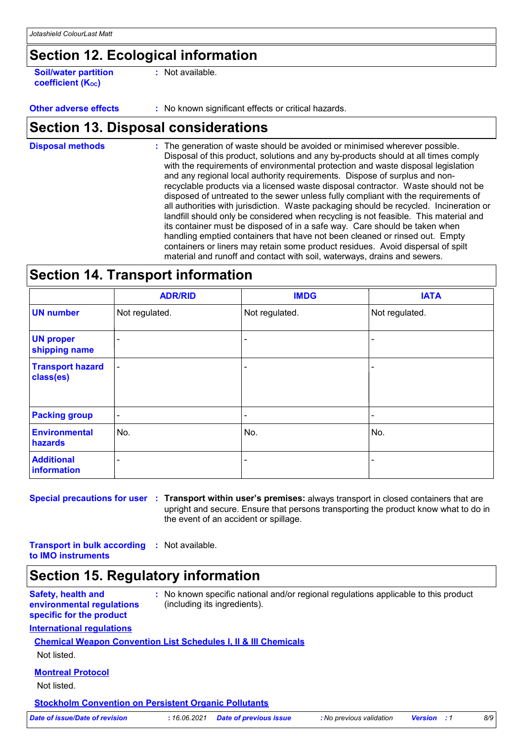## Section 12. Ecological information

**Soil/water partition coefficient ($K_{OC}$)** : Not available.

**Other adverse effects** : No known significant effects or critical hazards.

## Section 13. Disposal considerations

**Disposal methods** : The generation of waste should be avoided or minimised wherever possible. Disposal of this product, solutions and any by-products should at all times comply with the requirements of environmental protection and waste disposal legislation and any regional local authority requirements. Dispose of surplus and non-recyclable products via a licensed waste disposal contractor. Waste should not be disposed of untreated to the sewer unless fully compliant with the requirements of all authorities with jurisdiction. Waste packaging should be recycled. Incineration or landfill should only be considered when recycling is not feasible. This material and its container must be disposed of in a safe way. Care should be taken when handling emptied containers that have not been cleaned or rinsed out. Empty containers or liners may retain some product residues. Avoid dispersal of spilt material and runoff and contact with soil, waterways, drains and sewers.

## Section 14. Transport information

| | ADR/RID | IMDG | IATA |
|---|---|---|---|
| **UN number** | Not regulated. | Not regulated. | Not regulated. |
| **UN proper shipping name** | - | - | - |
| **Transport hazard class(es)** | - | - | - |
| **Packing group** | - | - | - |
| **Environmental hazards** | No. | No. | No. |
| **Additional information** | - | - | - |

**Special precautions for user** : **Transport within user's premises:** always transport in closed containers that are upright and secure. Ensure that persons transporting the product know what to do in the event of an accident or spillage.

**Transport in bulk according to IMO instruments** : Not available.

## Section 15. Regulatory information

**Safety, health and environmental regulations specific for the product** : No known specific national and/or regional regulations applicable to this product (including its ingredients).

**International regulations**

**Chemical Weapon Convention List Schedules I, II & III Chemicals**

Not listed.

**Montreal Protocol**

Not listed.

**Stockholm Convention on Persistent Organic Pollutants**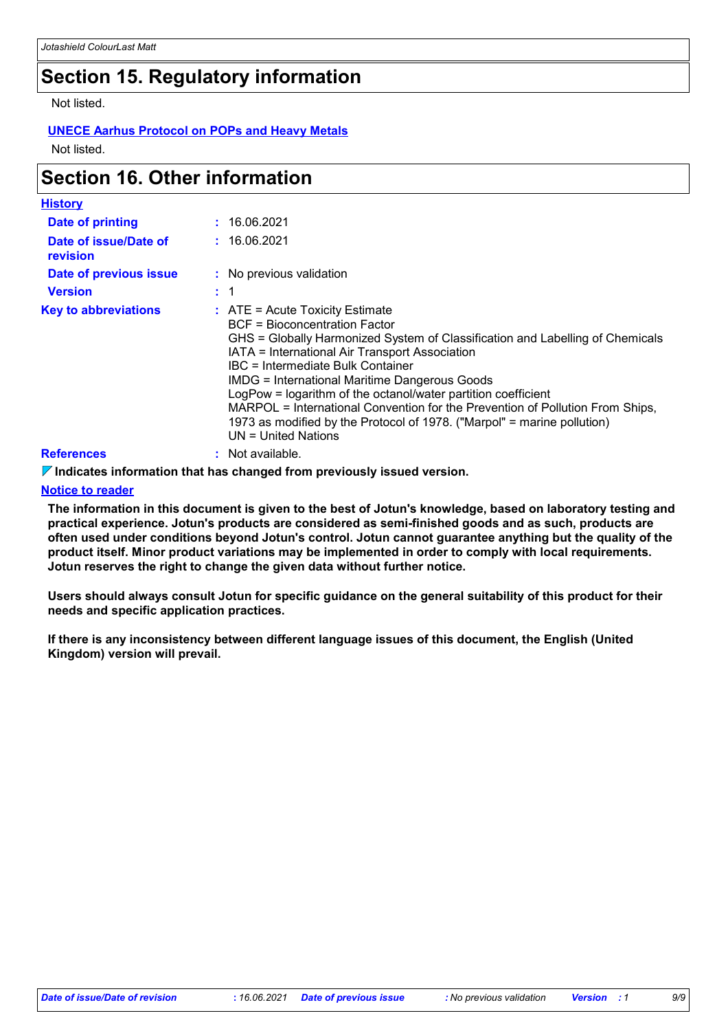## Section 15. Regulatory information

Not listed.

**UNECE Aarhus Protocol on POPs and Heavy Metals**

Not listed.

## Section 16. Other information

**History**

| | |
|---|---|
| **Date of printing** | : 16.06.2021 |
| **Date of issue/Date of revision** | : 16.06.2021 |
| **Date of previous issue** | : No previous validation |
| **Version** | : 1 |
| **Key to abbreviations** | : ATE = Acute Toxicity Estimate<br>BCF = Bioconcentration Factor<br>GHS = Globally Harmonized System of Classification and Labelling of Chemicals<br>IATA = International Air Transport Association<br>IBC = Intermediate Bulk Container<br>IMDG = International Maritime Dangerous Goods<br>LogPow = logarithm of the octanol/water partition coefficient<br>MARPOL = International Convention for the Prevention of Pollution From Ships, 1973 as modified by the Protocol of 1978. ("Marpol" = marine pollution)<br>UN = United Nations |
| **References** | : Not available. |

**Indicates information that has changed from previously issued version.**

**Notice to reader**

**The information in this document is given to the best of Jotun's knowledge, based on laboratory testing and practical experience. Jotun's products are considered as semi-finished goods and as such, products are often used under conditions beyond Jotun's control. Jotun cannot guarantee anything but the quality of the product itself. Minor product variations may be implemented in order to comply with local requirements. Jotun reserves the right to change the given data without further notice.**

**Users should always consult Jotun for specific guidance on the general suitability of this product for their needs and specific application practices.**

**If there is any inconsistency between different language issues of this document, the English (United Kingdom) version will prevail.**